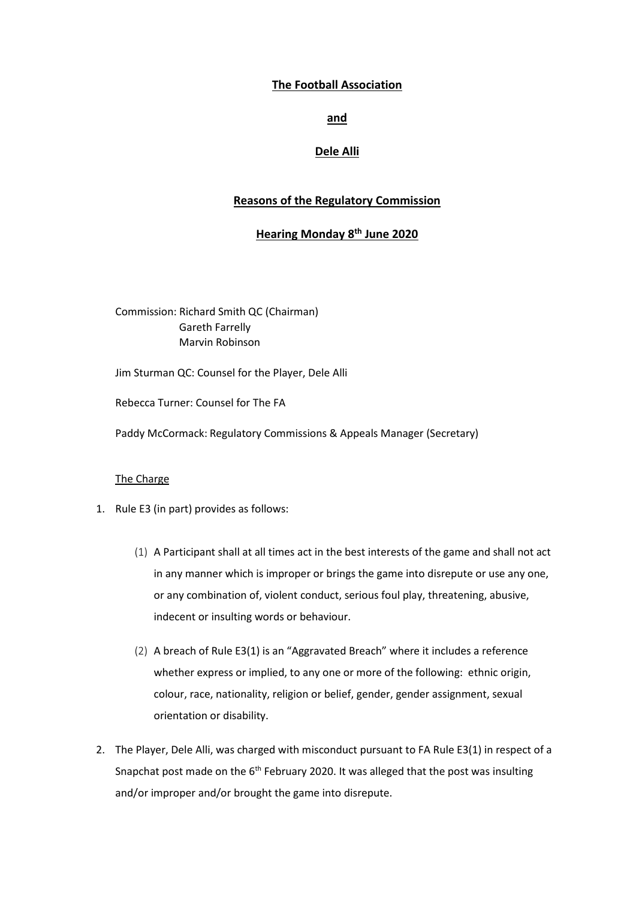**The Football Association**

**and**

**Dele Alli**

**Reasons of the Regulatory Commission**

**Hearing Monday 8th June 2020**

Commission: Richard Smith QC (Chairman)
Gareth Farrelly
Marvin Robinson

Jim Sturman QC: Counsel for the Player, Dele Alli

Rebecca Turner: Counsel for The FA

Paddy McCormack: Regulatory Commissions & Appeals Manager (Secretary)

The Charge

1. Rule E3 (in part) provides as follows:

   (1) A Participant shall at all times act in the best interests of the game and shall not act in any manner which is improper or brings the game into disrepute or use any one, or any combination of, violent conduct, serious foul play, threatening, abusive, indecent or insulting words or behaviour.

   (2) A breach of Rule E3(1) is an "Aggravated Breach" where it includes a reference whether express or implied, to any one or more of the following: ethnic origin, colour, race, nationality, religion or belief, gender, gender assignment, sexual orientation or disability.

2. The Player, Dele Alli, was charged with misconduct pursuant to FA Rule E3(1) in respect of a Snapchat post made on the 6th February 2020. It was alleged that the post was insulting and/or improper and/or brought the game into disrepute.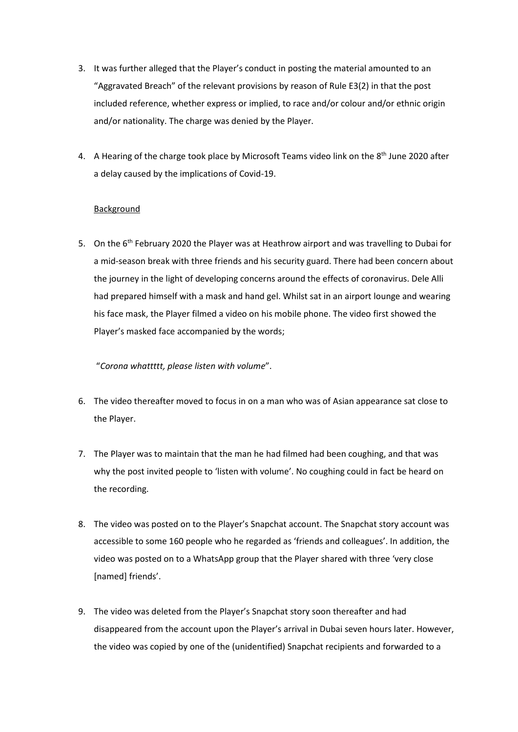3. It was further alleged that the Player's conduct in posting the material amounted to an "Aggravated Breach" of the relevant provisions by reason of Rule E3(2) in that the post included reference, whether express or implied, to race and/or colour and/or ethnic origin and/or nationality. The charge was denied by the Player.

4. A Hearing of the charge took place by Microsoft Teams video link on the 8th June 2020 after a delay caused by the implications of Covid-19.

<u>Background</u>

5. On the 6th February 2020 the Player was at Heathrow airport and was travelling to Dubai for a mid-season break with three friends and his security guard. There had been concern about the journey in the light of developing concerns around the effects of coronavirus. Dele Alli had prepared himself with a mask and hand gel. Whilst sat in an airport lounge and wearing his face mask, the Player filmed a video on his mobile phone. The video first showed the Player's masked face accompanied by the words;

   "*Corona whattttt, please listen with volume*".

6. The video thereafter moved to focus in on a man who was of Asian appearance sat close to the Player.

7. The Player was to maintain that the man he had filmed had been coughing, and that was why the post invited people to 'listen with volume'. No coughing could in fact be heard on the recording.

8. The video was posted on to the Player's Snapchat account. The Snapchat story account was accessible to some 160 people who he regarded as 'friends and colleagues'. In addition, the video was posted on to a WhatsApp group that the Player shared with three 'very close [named] friends'.

9. The video was deleted from the Player's Snapchat story soon thereafter and had disappeared from the account upon the Player's arrival in Dubai seven hours later. However, the video was copied by one of the (unidentified) Snapchat recipients and forwarded to a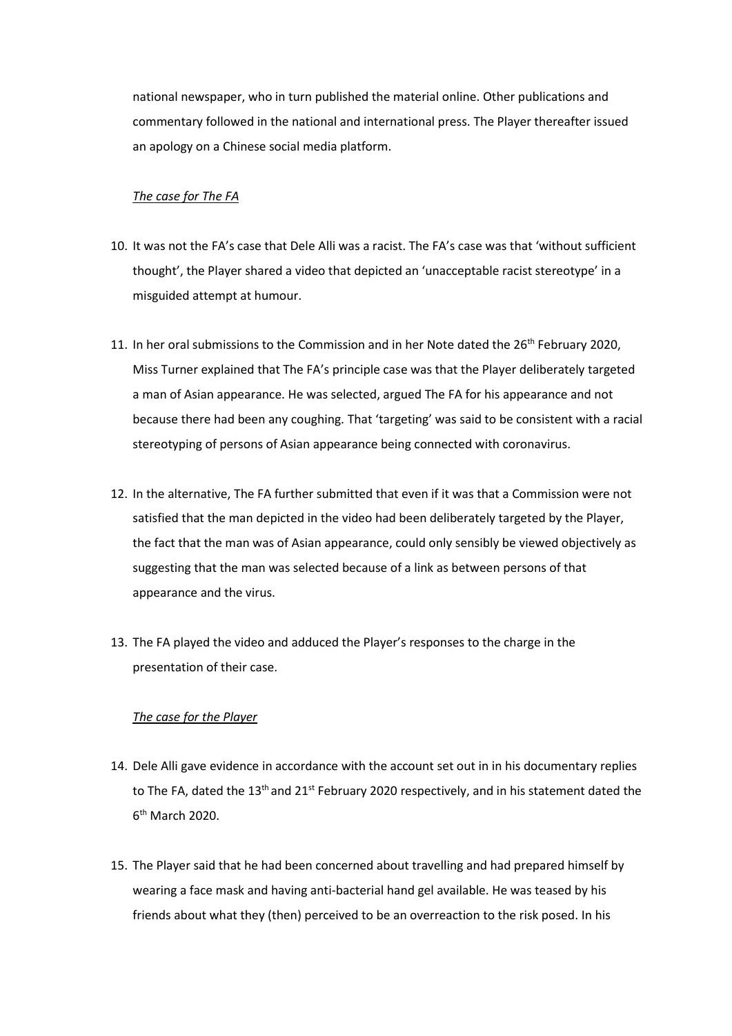national newspaper, who in turn published the material online. Other publications and commentary followed in the national and international press. The Player thereafter issued an apology on a Chinese social media platform.

*The case for The FA*

10. It was not the FA's case that Dele Alli was a racist. The FA's case was that 'without sufficient thought', the Player shared a video that depicted an 'unacceptable racist stereotype' in a misguided attempt at humour.

11. In her oral submissions to the Commission and in her Note dated the 26th February 2020, Miss Turner explained that The FA's principle case was that the Player deliberately targeted a man of Asian appearance. He was selected, argued The FA for his appearance and not because there had been any coughing. That 'targeting' was said to be consistent with a racial stereotyping of persons of Asian appearance being connected with coronavirus.

12. In the alternative, The FA further submitted that even if it was that a Commission were not satisfied that the man depicted in the video had been deliberately targeted by the Player, the fact that the man was of Asian appearance, could only sensibly be viewed objectively as suggesting that the man was selected because of a link as between persons of that appearance and the virus.

13. The FA played the video and adduced the Player's responses to the charge in the presentation of their case.

*The case for the Player*

14. Dele Alli gave evidence in accordance with the account set out in in his documentary replies to The FA, dated the 13th and 21st February 2020 respectively, and in his statement dated the 6th March 2020.

15. The Player said that he had been concerned about travelling and had prepared himself by wearing a face mask and having anti-bacterial hand gel available. He was teased by his friends about what they (then) perceived to be an overreaction to the risk posed. In his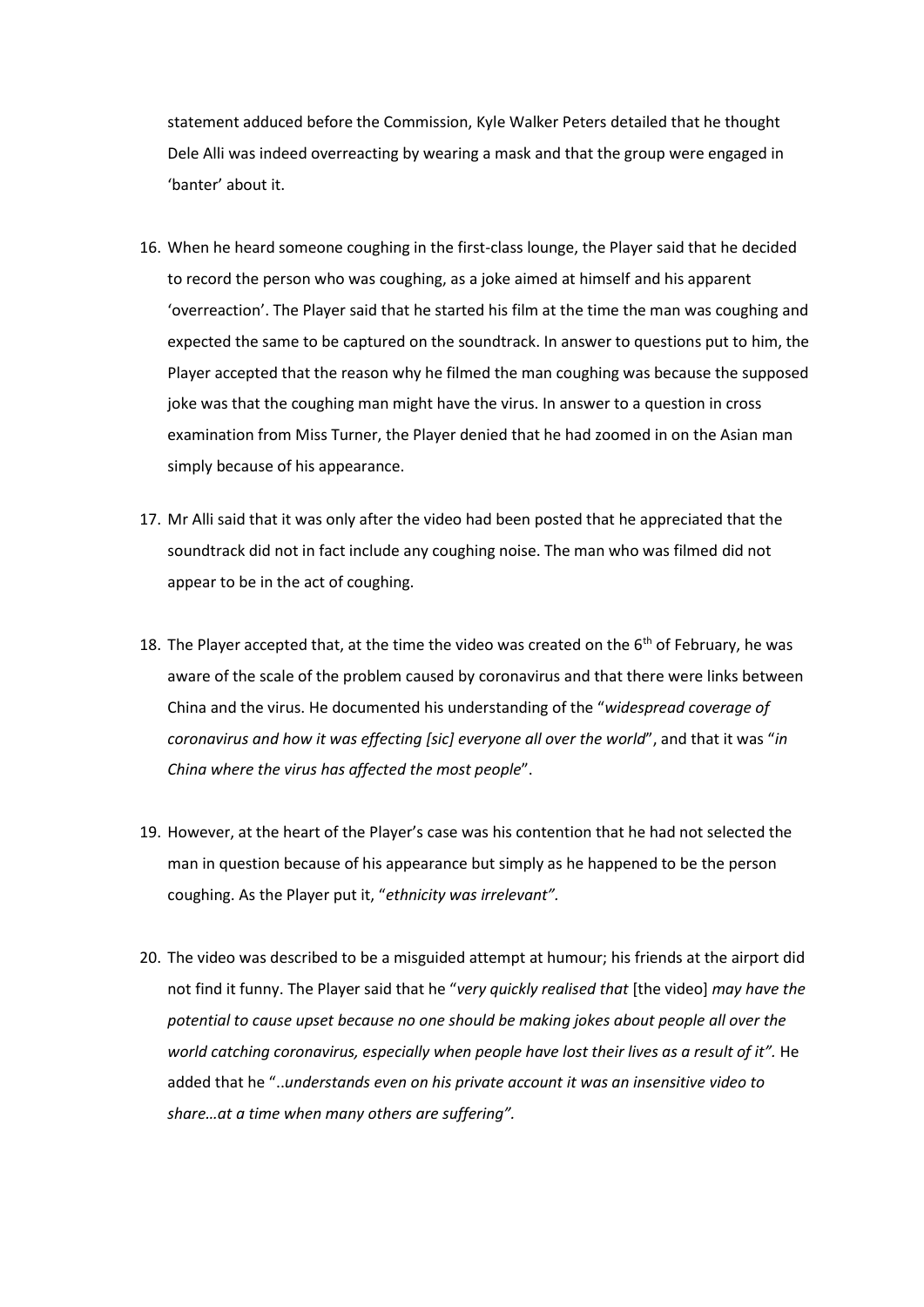statement adduced before the Commission, Kyle Walker Peters detailed that he thought Dele Alli was indeed overreacting by wearing a mask and that the group were engaged in 'banter' about it.

16. When he heard someone coughing in the first-class lounge, the Player said that he decided to record the person who was coughing, as a joke aimed at himself and his apparent 'overreaction'. The Player said that he started his film at the time the man was coughing and expected the same to be captured on the soundtrack. In answer to questions put to him, the Player accepted that the reason why he filmed the man coughing was because the supposed joke was that the coughing man might have the virus. In answer to a question in cross examination from Miss Turner, the Player denied that he had zoomed in on the Asian man simply because of his appearance.

17. Mr Alli said that it was only after the video had been posted that he appreciated that the soundtrack did not in fact include any coughing noise. The man who was filmed did not appear to be in the act of coughing.

18. The Player accepted that, at the time the video was created on the 6th of February, he was aware of the scale of the problem caused by coronavirus and that there were links between China and the virus. He documented his understanding of the "*widespread coverage of coronavirus and how it was effecting [sic] everyone all over the world*", and that it was "*in China where the virus has affected the most people*".

19. However, at the heart of the Player's case was his contention that he had not selected the man in question because of his appearance but simply as he happened to be the person coughing. As the Player put it, "*ethnicity was irrelevant".*

20. The video was described to be a misguided attempt at humour; his friends at the airport did not find it funny. The Player said that he "*very quickly realised that* [the video] *may have the potential to cause upset because no one should be making jokes about people all over the world catching coronavirus, especially when people have lost their lives as a result of it".* He added that he "*..understands even on his private account it was an insensitive video to share…at a time when many others are suffering".*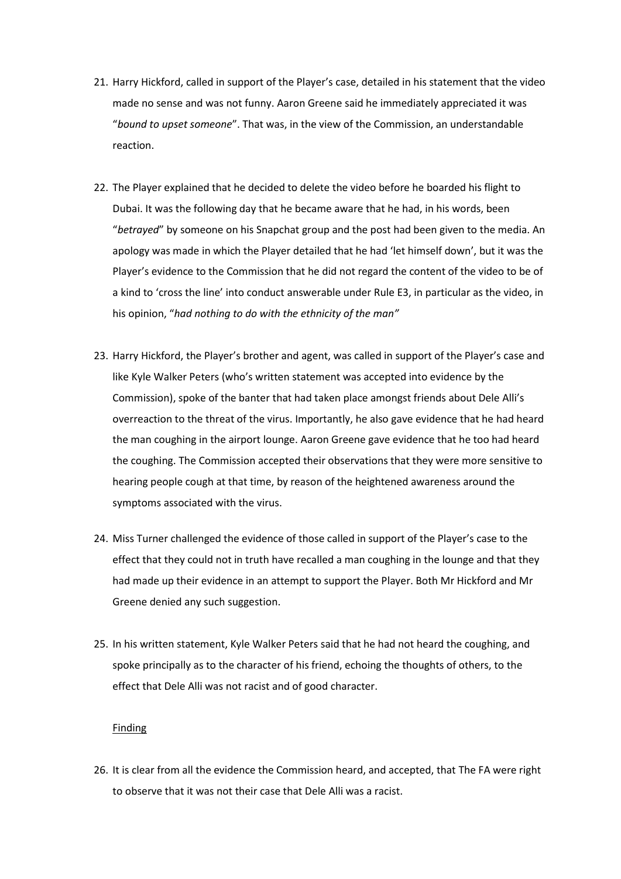21. Harry Hickford, called in support of the Player's case, detailed in his statement that the video made no sense and was not funny. Aaron Greene said he immediately appreciated it was "*bound to upset someone*". That was, in the view of the Commission, an understandable reaction.

22. The Player explained that he decided to delete the video before he boarded his flight to Dubai. It was the following day that he became aware that he had, in his words, been "*betrayed*" by someone on his Snapchat group and the post had been given to the media. An apology was made in which the Player detailed that he had 'let himself down', but it was the Player's evidence to the Commission that he did not regard the content of the video to be of a kind to 'cross the line' into conduct answerable under Rule E3, in particular as the video, in his opinion, "*had nothing to do with the ethnicity of the man"*

23. Harry Hickford, the Player's brother and agent, was called in support of the Player's case and like Kyle Walker Peters (who's written statement was accepted into evidence by the Commission), spoke of the banter that had taken place amongst friends about Dele Alli's overreaction to the threat of the virus. Importantly, he also gave evidence that he had heard the man coughing in the airport lounge. Aaron Greene gave evidence that he too had heard the coughing. The Commission accepted their observations that they were more sensitive to hearing people cough at that time, by reason of the heightened awareness around the symptoms associated with the virus.

24. Miss Turner challenged the evidence of those called in support of the Player's case to the effect that they could not in truth have recalled a man coughing in the lounge and that they had made up their evidence in an attempt to support the Player. Both Mr Hickford and Mr Greene denied any such suggestion.

25. In his written statement, Kyle Walker Peters said that he had not heard the coughing, and spoke principally as to the character of his friend, echoing the thoughts of others, to the effect that Dele Alli was not racist and of good character.

<u>Finding</u>

26. It is clear from all the evidence the Commission heard, and accepted, that The FA were right to observe that it was not their case that Dele Alli was a racist.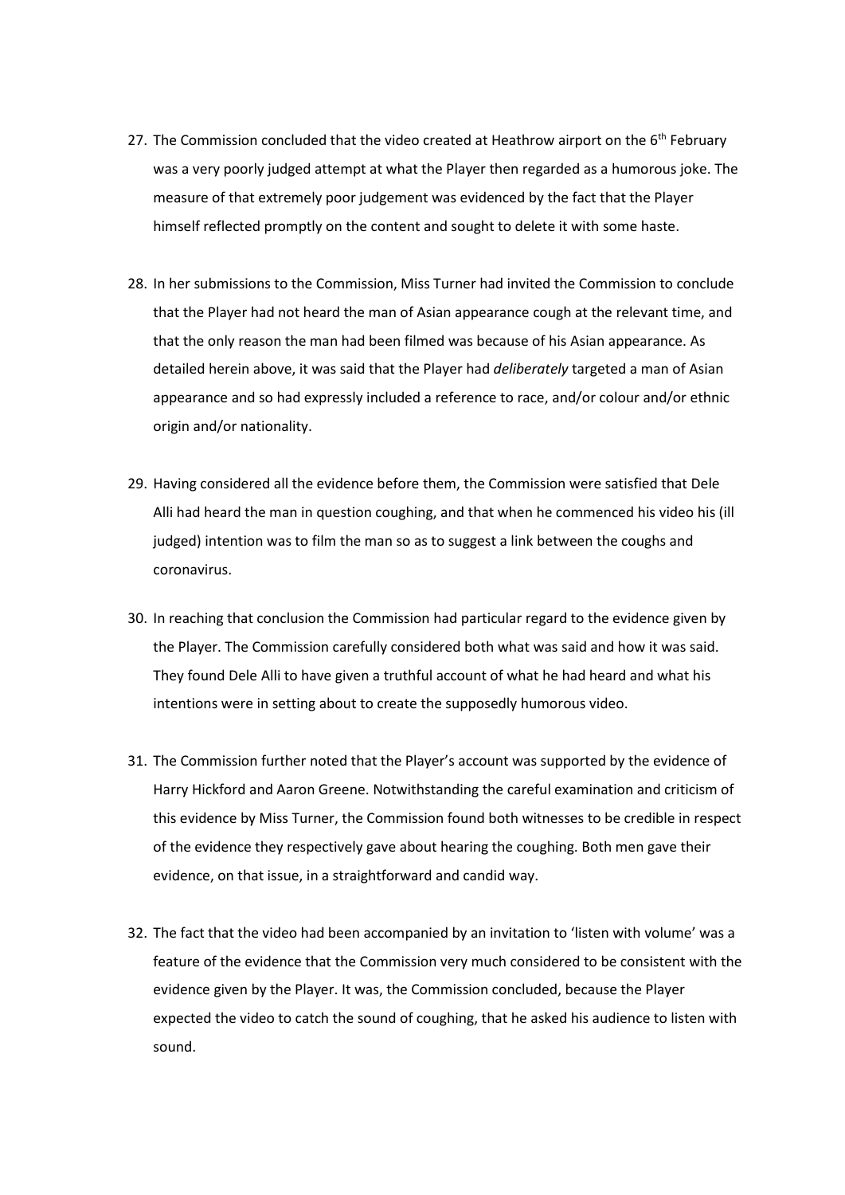27. The Commission concluded that the video created at Heathrow airport on the 6th February was a very poorly judged attempt at what the Player then regarded as a humorous joke. The measure of that extremely poor judgement was evidenced by the fact that the Player himself reflected promptly on the content and sought to delete it with some haste.

28. In her submissions to the Commission, Miss Turner had invited the Commission to conclude that the Player had not heard the man of Asian appearance cough at the relevant time, and that the only reason the man had been filmed was because of his Asian appearance. As detailed herein above, it was said that the Player had *deliberately* targeted a man of Asian appearance and so had expressly included a reference to race, and/or colour and/or ethnic origin and/or nationality.

29. Having considered all the evidence before them, the Commission were satisfied that Dele Alli had heard the man in question coughing, and that when he commenced his video his (ill judged) intention was to film the man so as to suggest a link between the coughs and coronavirus.

30. In reaching that conclusion the Commission had particular regard to the evidence given by the Player. The Commission carefully considered both what was said and how it was said. They found Dele Alli to have given a truthful account of what he had heard and what his intentions were in setting about to create the supposedly humorous video.

31. The Commission further noted that the Player's account was supported by the evidence of Harry Hickford and Aaron Greene. Notwithstanding the careful examination and criticism of this evidence by Miss Turner, the Commission found both witnesses to be credible in respect of the evidence they respectively gave about hearing the coughing. Both men gave their evidence, on that issue, in a straightforward and candid way.

32. The fact that the video had been accompanied by an invitation to 'listen with volume' was a feature of the evidence that the Commission very much considered to be consistent with the evidence given by the Player. It was, the Commission concluded, because the Player expected the video to catch the sound of coughing, that he asked his audience to listen with sound.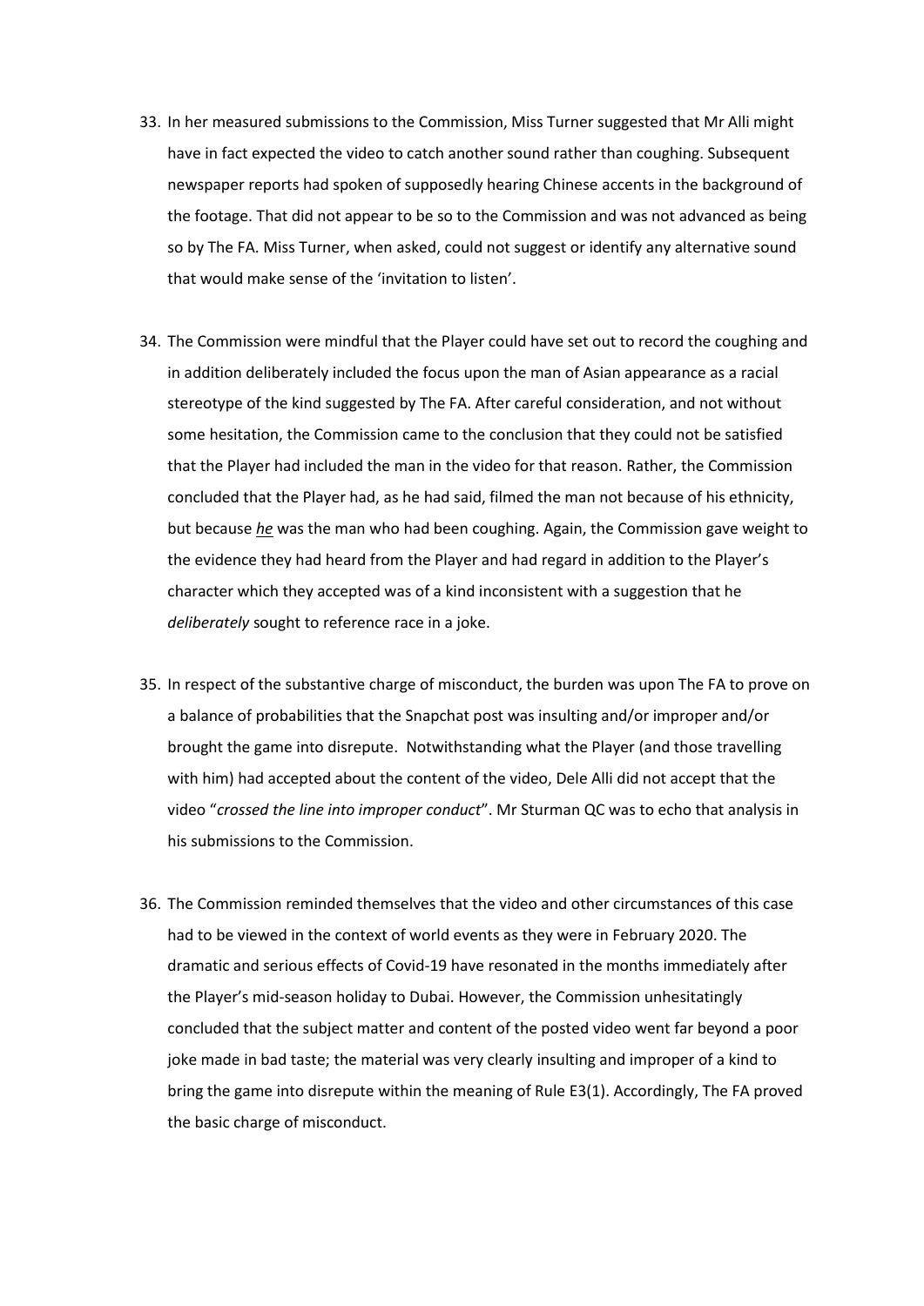33. In her measured submissions to the Commission, Miss Turner suggested that Mr Alli might have in fact expected the video to catch another sound rather than coughing. Subsequent newspaper reports had spoken of supposedly hearing Chinese accents in the background of the footage. That did not appear to be so to the Commission and was not advanced as being so by The FA. Miss Turner, when asked, could not suggest or identify any alternative sound that would make sense of the 'invitation to listen'.

34. The Commission were mindful that the Player could have set out to record the coughing and in addition deliberately included the focus upon the man of Asian appearance as a racial stereotype of the kind suggested by The FA. After careful consideration, and not without some hesitation, the Commission came to the conclusion that they could not be satisfied that the Player had included the man in the video for that reason. Rather, the Commission concluded that the Player had, as he had said, filmed the man not because of his ethnicity, but because ***he*** was the man who had been coughing. Again, the Commission gave weight to the evidence they had heard from the Player and had regard in addition to the Player's character which they accepted was of a kind inconsistent with a suggestion that he *deliberately* sought to reference race in a joke.

35. In respect of the substantive charge of misconduct, the burden was upon The FA to prove on a balance of probabilities that the Snapchat post was insulting and/or improper and/or brought the game into disrepute. Notwithstanding what the Player (and those travelling with him) had accepted about the content of the video, Dele Alli did not accept that the video "*crossed the line into improper conduct*". Mr Sturman QC was to echo that analysis in his submissions to the Commission.

36. The Commission reminded themselves that the video and other circumstances of this case had to be viewed in the context of world events as they were in February 2020. The dramatic and serious effects of Covid-19 have resonated in the months immediately after the Player's mid-season holiday to Dubai. However, the Commission unhesitatingly concluded that the subject matter and content of the posted video went far beyond a poor joke made in bad taste; the material was very clearly insulting and improper of a kind to bring the game into disrepute within the meaning of Rule E3(1). Accordingly, The FA proved the basic charge of misconduct.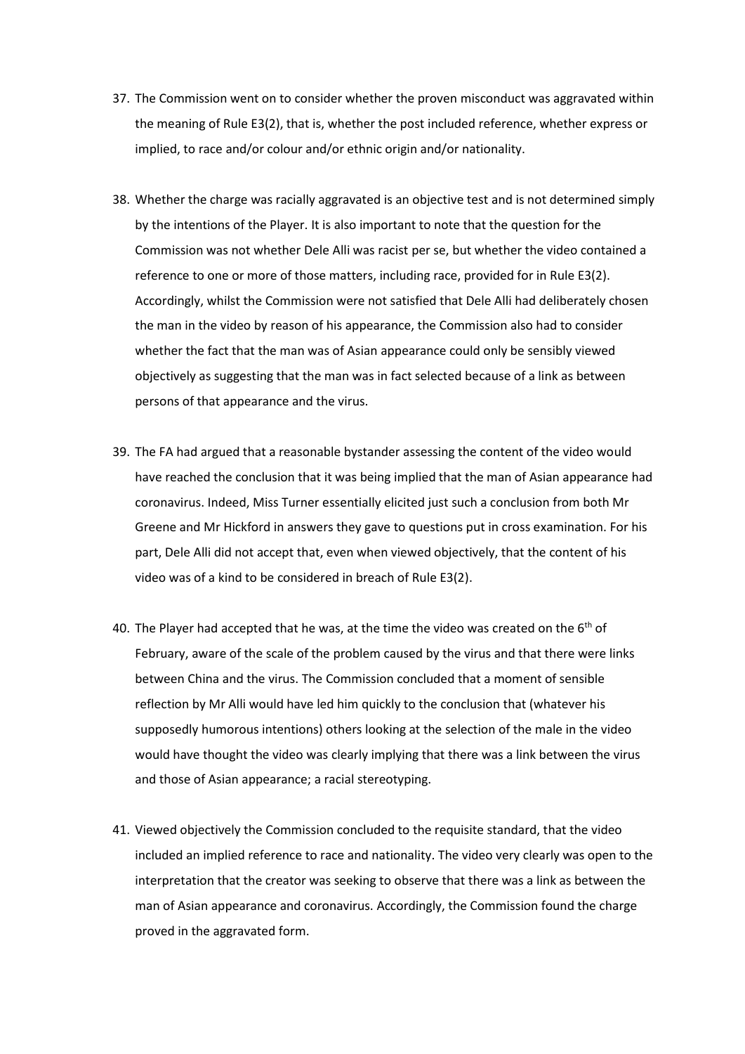37. The Commission went on to consider whether the proven misconduct was aggravated within the meaning of Rule E3(2), that is, whether the post included reference, whether express or implied, to race and/or colour and/or ethnic origin and/or nationality.

38. Whether the charge was racially aggravated is an objective test and is not determined simply by the intentions of the Player. It is also important to note that the question for the Commission was not whether Dele Alli was racist per se, but whether the video contained a reference to one or more of those matters, including race, provided for in Rule E3(2). Accordingly, whilst the Commission were not satisfied that Dele Alli had deliberately chosen the man in the video by reason of his appearance, the Commission also had to consider whether the fact that the man was of Asian appearance could only be sensibly viewed objectively as suggesting that the man was in fact selected because of a link as between persons of that appearance and the virus.

39. The FA had argued that a reasonable bystander assessing the content of the video would have reached the conclusion that it was being implied that the man of Asian appearance had coronavirus. Indeed, Miss Turner essentially elicited just such a conclusion from both Mr Greene and Mr Hickford in answers they gave to questions put in cross examination. For his part, Dele Alli did not accept that, even when viewed objectively, that the content of his video was of a kind to be considered in breach of Rule E3(2).

40. The Player had accepted that he was, at the time the video was created on the 6th of February, aware of the scale of the problem caused by the virus and that there were links between China and the virus. The Commission concluded that a moment of sensible reflection by Mr Alli would have led him quickly to the conclusion that (whatever his supposedly humorous intentions) others looking at the selection of the male in the video would have thought the video was clearly implying that there was a link between the virus and those of Asian appearance; a racial stereotyping.

41. Viewed objectively the Commission concluded to the requisite standard, that the video included an implied reference to race and nationality. The video very clearly was open to the interpretation that the creator was seeking to observe that there was a link as between the man of Asian appearance and coronavirus. Accordingly, the Commission found the charge proved in the aggravated form.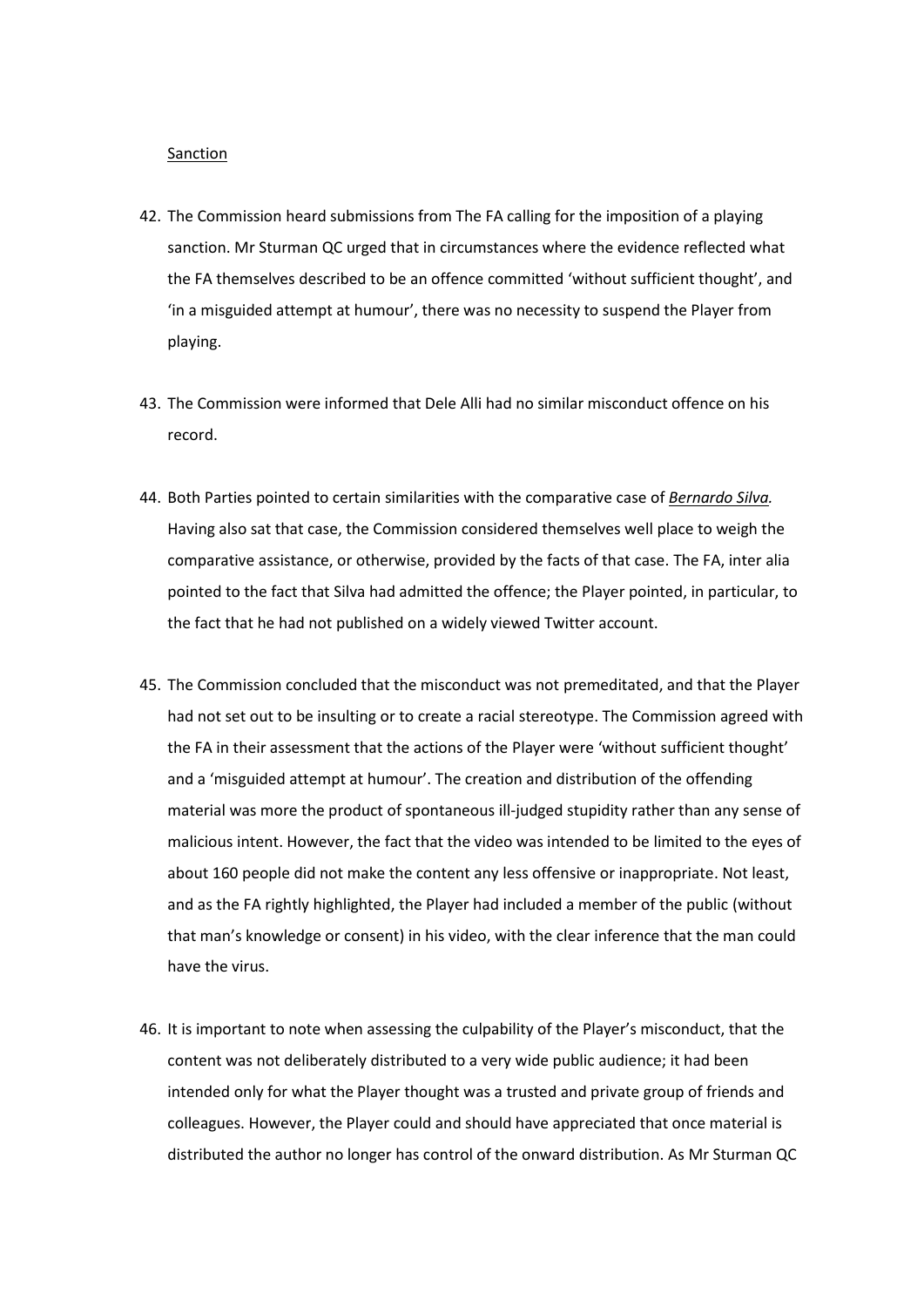<u>Sanction</u>

42. The Commission heard submissions from The FA calling for the imposition of a playing sanction. Mr Sturman QC urged that in circumstances where the evidence reflected what the FA themselves described to be an offence committed 'without sufficient thought', and 'in a misguided attempt at humour', there was no necessity to suspend the Player from playing.

43. The Commission were informed that Dele Alli had no similar misconduct offence on his record.

44. Both Parties pointed to certain similarities with the comparative case of ***<u>Bernardo Silva</u>.*** Having also sat that case, the Commission considered themselves well place to weigh the comparative assistance, or otherwise, provided by the facts of that case. The FA, inter alia pointed to the fact that Silva had admitted the offence; the Player pointed, in particular, to the fact that he had not published on a widely viewed Twitter account.

45. The Commission concluded that the misconduct was not premeditated, and that the Player had not set out to be insulting or to create a racial stereotype. The Commission agreed with the FA in their assessment that the actions of the Player were 'without sufficient thought' and a 'misguided attempt at humour'. The creation and distribution of the offending material was more the product of spontaneous ill-judged stupidity rather than any sense of malicious intent. However, the fact that the video was intended to be limited to the eyes of about 160 people did not make the content any less offensive or inappropriate. Not least, and as the FA rightly highlighted, the Player had included a member of the public (without that man's knowledge or consent) in his video, with the clear inference that the man could have the virus.

46. It is important to note when assessing the culpability of the Player's misconduct, that the content was not deliberately distributed to a very wide public audience; it had been intended only for what the Player thought was a trusted and private group of friends and colleagues. However, the Player could and should have appreciated that once material is distributed the author no longer has control of the onward distribution. As Mr Sturman QC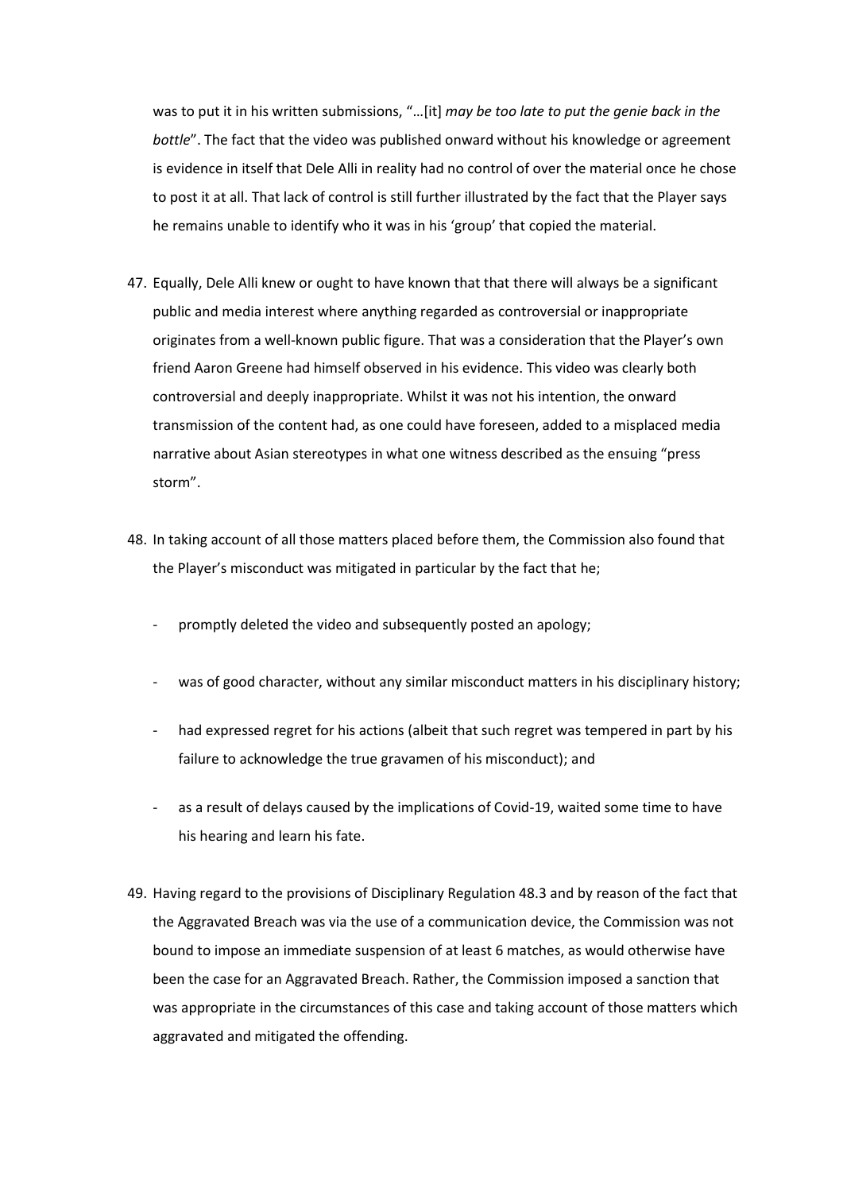was to put it in his written submissions, "…[it] *may be too late to put the genie back in the bottle*". The fact that the video was published onward without his knowledge or agreement is evidence in itself that Dele Alli in reality had no control of over the material once he chose to post it at all. That lack of control is still further illustrated by the fact that the Player says he remains unable to identify who it was in his 'group' that copied the material.

47. Equally, Dele Alli knew or ought to have known that that there will always be a significant public and media interest where anything regarded as controversial or inappropriate originates from a well-known public figure. That was a consideration that the Player's own friend Aaron Greene had himself observed in his evidence. This video was clearly both controversial and deeply inappropriate. Whilst it was not his intention, the onward transmission of the content had, as one could have foreseen, added to a misplaced media narrative about Asian stereotypes in what one witness described as the ensuing "press storm".

48. In taking account of all those matters placed before them, the Commission also found that the Player's misconduct was mitigated in particular by the fact that he;

    - promptly deleted the video and subsequently posted an apology;
    - was of good character, without any similar misconduct matters in his disciplinary history;
    - had expressed regret for his actions (albeit that such regret was tempered in part by his failure to acknowledge the true gravamen of his misconduct); and
    - as a result of delays caused by the implications of Covid-19, waited some time to have his hearing and learn his fate.

49. Having regard to the provisions of Disciplinary Regulation 48.3 and by reason of the fact that the Aggravated Breach was via the use of a communication device, the Commission was not bound to impose an immediate suspension of at least 6 matches, as would otherwise have been the case for an Aggravated Breach. Rather, the Commission imposed a sanction that was appropriate in the circumstances of this case and taking account of those matters which aggravated and mitigated the offending.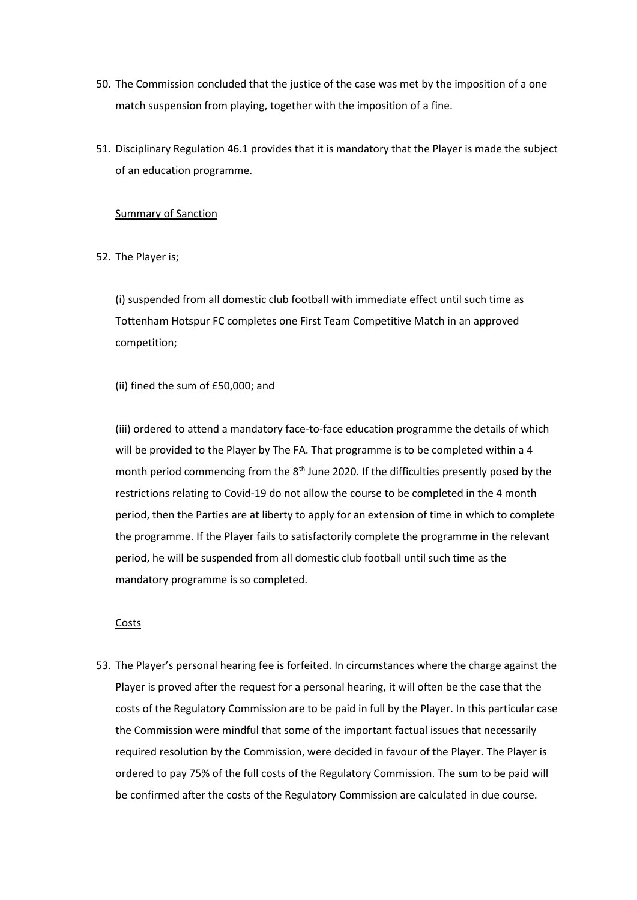50. The Commission concluded that the justice of the case was met by the imposition of a one match suspension from playing, together with the imposition of a fine.

51. Disciplinary Regulation 46.1 provides that it is mandatory that the Player is made the subject of an education programme.

<u>Summary of Sanction</u>

52. The Player is;

(i) suspended from all domestic club football with immediate effect until such time as Tottenham Hotspur FC completes one First Team Competitive Match in an approved competition;

(ii) fined the sum of £50,000; and

(iii) ordered to attend a mandatory face-to-face education programme the details of which will be provided to the Player by The FA. That programme is to be completed within a 4 month period commencing from the 8th June 2020. If the difficulties presently posed by the restrictions relating to Covid-19 do not allow the course to be completed in the 4 month period, then the Parties are at liberty to apply for an extension of time in which to complete the programme. If the Player fails to satisfactorily complete the programme in the relevant period, he will be suspended from all domestic club football until such time as the mandatory programme is so completed.

<u>Costs</u>

53. The Player's personal hearing fee is forfeited. In circumstances where the charge against the Player is proved after the request for a personal hearing, it will often be the case that the costs of the Regulatory Commission are to be paid in full by the Player. In this particular case the Commission were mindful that some of the important factual issues that necessarily required resolution by the Commission, were decided in favour of the Player. The Player is ordered to pay 75% of the full costs of the Regulatory Commission. The sum to be paid will be confirmed after the costs of the Regulatory Commission are calculated in due course.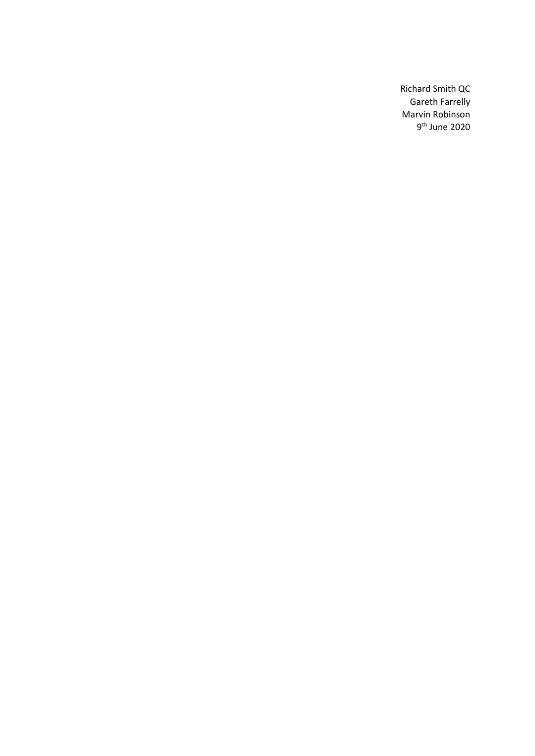Richard Smith QC
Gareth Farrelly
Marvin Robinson
9th June 2020